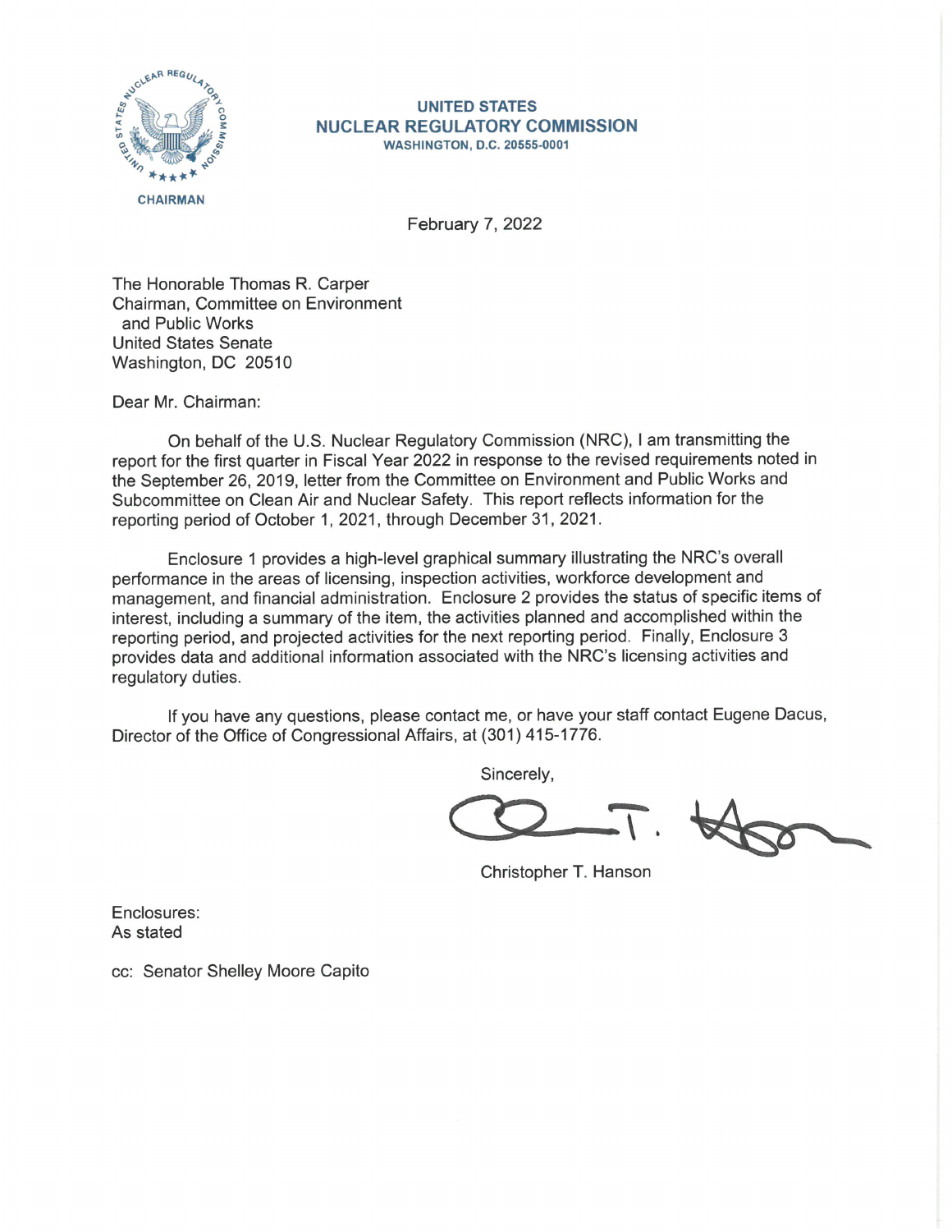CHAIRMAN

**UNITED STATES**
**NUCLEAR REGULATORY COMMISSION**
**WASHINGTON, D.C. 20555-0001**

February 7, 2022

The Honorable Thomas R. Carper
Chairman, Committee on Environment
and Public Works
United States Senate
Washington, DC 20510

Dear Mr. Chairman:

On behalf of the U.S. Nuclear Regulatory Commission (NRC), I am transmitting the report for the first quarter in Fiscal Year 2022 in response to the revised requirements noted in the September 26, 2019, letter from the Committee on Environment and Public Works and Subcommittee on Clean Air and Nuclear Safety. This report reflects information for the reporting period of October 1, 2021, through December 31, 2021.

Enclosure 1 provides a high-level graphical summary illustrating the NRC's overall performance in the areas of licensing, inspection activities, workforce development and management, and financial administration. Enclosure 2 provides the status of specific items of interest, including a summary of the item, the activities planned and accomplished within the reporting period, and projected activities for the next reporting period. Finally, Enclosure 3 provides data and additional information associated with the NRC's licensing activities and regulatory duties.

If you have any questions, please contact me, or have your staff contact Eugene Dacus, Director of the Office of Congressional Affairs, at (301) 415-1776.

Sincerely,

Christopher T. Hanson

Enclosures:
As stated

cc: Senator Shelley Moore Capito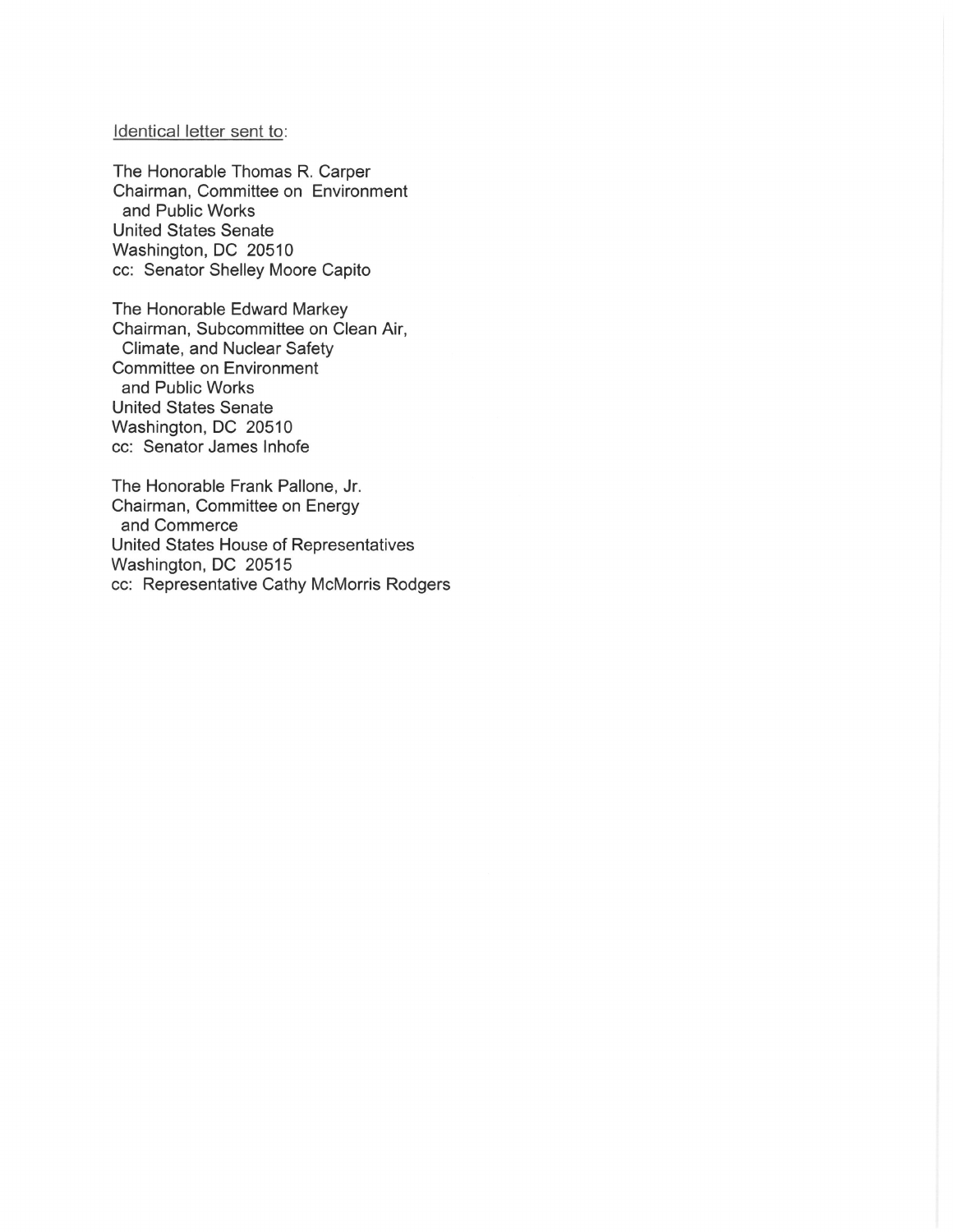Identical letter sent to:

The Honorable Thomas R. Carper
Chairman, Committee on Environment
and Public Works
United States Senate
Washington, DC 20510
cc: Senator Shelley Moore Capito

The Honorable Edward Markey
Chairman, Subcommittee on Clean Air,
Climate, and Nuclear Safety
Committee on Environment
and Public Works
United States Senate
Washington, DC 20510
cc: Senator James Inhofe

The Honorable Frank Pallone, Jr.
Chairman, Committee on Energy
and Commerce
United States House of Representatives
Washington, DC 20515
cc: Representative Cathy McMorris Rodgers